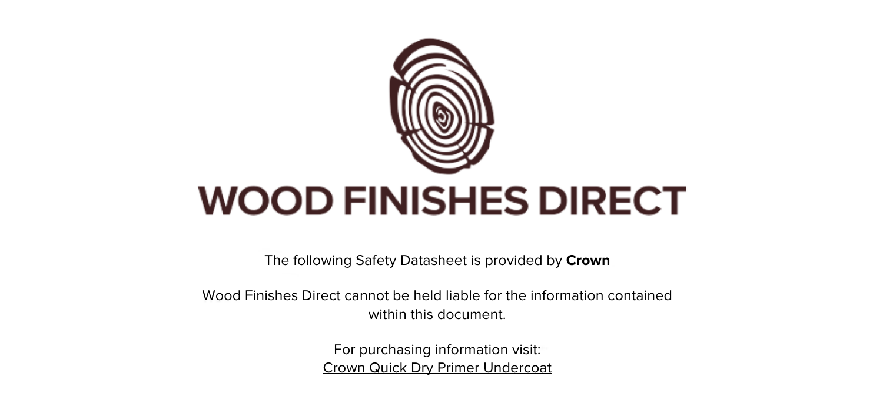# WOOD FINISHES DIRECT

The following Safety Datasheet is provided by **Crown**

Wood Finishes Direct cannot be held liable for the information contained within this document.

For purchasing information visit:
Crown Quick Dry Primer Undercoat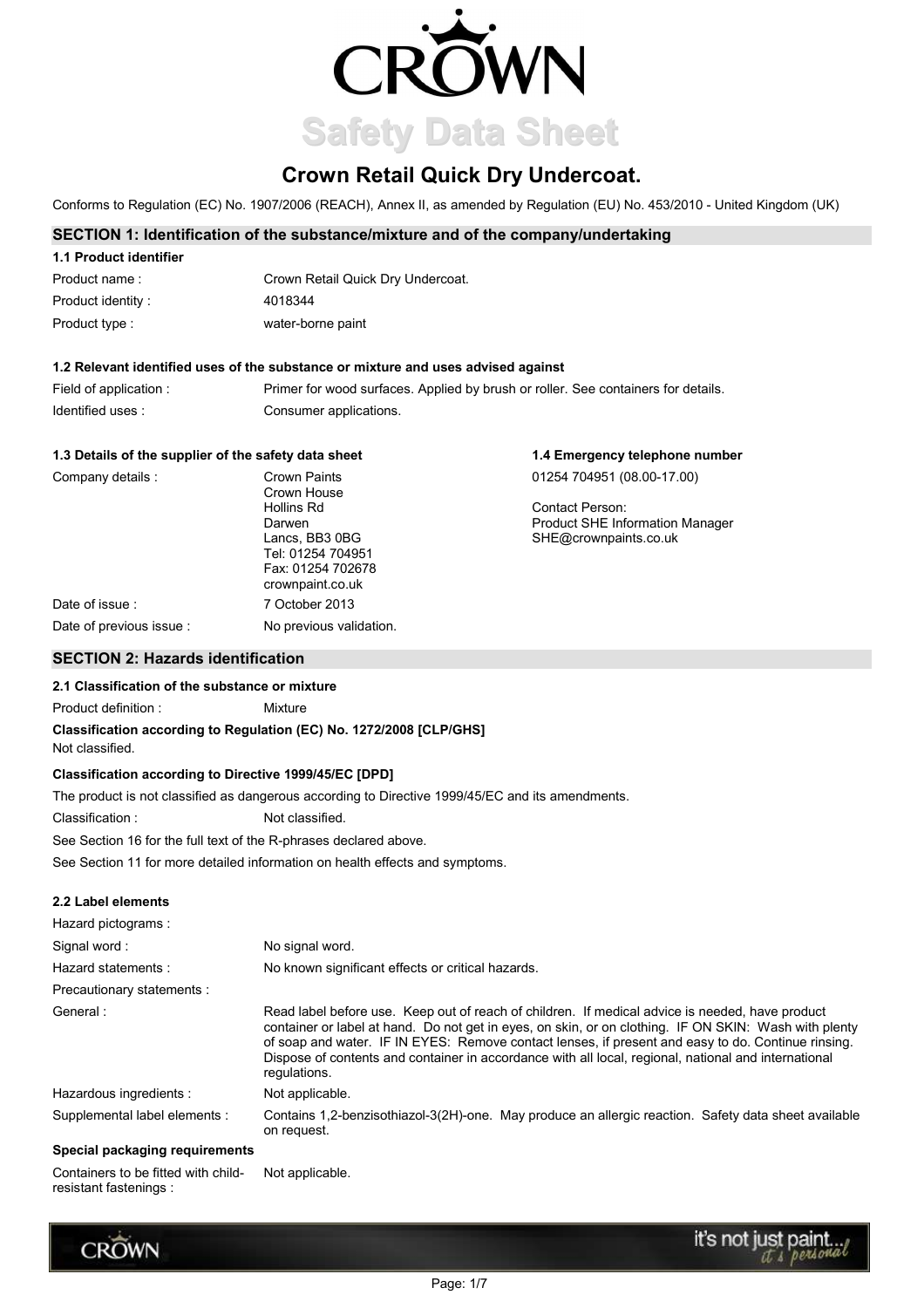# CROWN

## Safety Data Sheet

# Crown Retail Quick Dry Undercoat.

Conforms to Regulation (EC) No. 1907/2006 (REACH), Annex II, as amended by Regulation (EU) No. 453/2010 - United Kingdom (UK)

## SECTION 1: Identification of the substance/mixture and of the company/undertaking

### 1.1 Product identifier

| | |
|---|---|
| Product name : | Crown Retail Quick Dry Undercoat. |
| Product identity : | 4018344 |
| Product type : | water-borne paint |

### 1.2 Relevant identified uses of the substance or mixture and uses advised against

| | |
|---|---|
| Field of application : | Primer for wood surfaces. Applied by brush or roller. See containers for details. |
| Identified uses : | Consumer applications. |

### 1.3 Details of the supplier of the safety data sheet

| | |
|---|---|
| Company details : | Crown Paints<br>Crown House<br>Hollins Rd<br>Darwen<br>Lancs, BB3 0BG<br>Tel: 01254 704951<br>Fax: 01254 702678<br>crownpaint.co.uk |
| Date of issue : | 7 October 2013 |
| Date of previous issue : | No previous validation. |

### 1.4 Emergency telephone number

01254 704951 (08.00-17.00)

Contact Person:
Product SHE Information Manager
SHE@crownpaints.co.uk

## SECTION 2: Hazards identification

### 2.1 Classification of the substance or mixture

Product definition : Mixture

**Classification according to Regulation (EC) No. 1272/2008 [CLP/GHS]**

Not classified.

**Classification according to Directive 1999/45/EC [DPD]**

The product is not classified as dangerous according to Directive 1999/45/EC and its amendments.

Classification : Not classified.

See Section 16 for the full text of the R-phrases declared above.

See Section 11 for more detailed information on health effects and symptoms.

### 2.2 Label elements

| | |
|---|---|
| Hazard pictograms : | |
| Signal word : | No signal word. |
| Hazard statements : | No known significant effects or critical hazards. |
| Precautionary statements : | |
| General : | Read label before use. Keep out of reach of children. If medical advice is needed, have product container or label at hand. Do not get in eyes, on skin, or on clothing. IF ON SKIN: Wash with plenty of soap and water. IF IN EYES: Remove contact lenses, if present and easy to do. Continue rinsing. Dispose of contents and container in accordance with all local, regional, national and international regulations. |
| Hazardous ingredients : | Not applicable. |
| Supplemental label elements : | Contains 1,2-benzisothiazol-3(2H)-one. May produce an allergic reaction. Safety data sheet available on request. |

**Special packaging requirements**

| | |
|---|---|
| Containers to be fitted with child-resistant fastenings : | Not applicable. |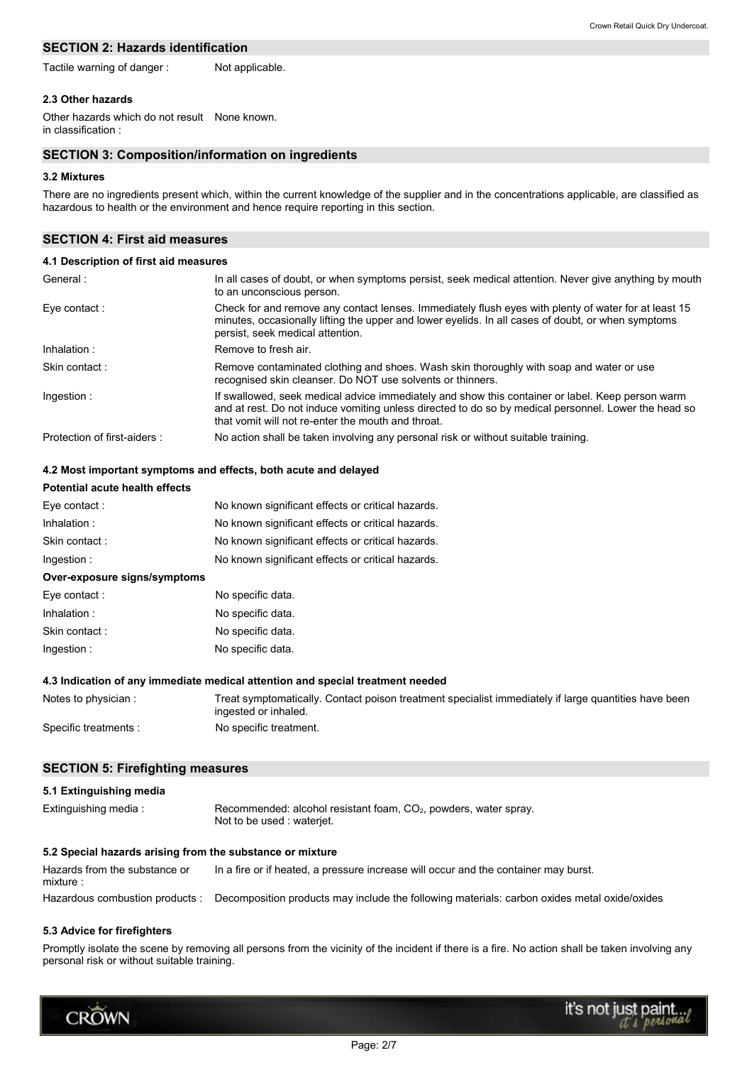## SECTION 2: Hazards identification

| | |
|---|---|
| Tactile warning of danger : | Not applicable. |

### 2.3 Other hazards

| | |
|---|---|
| Other hazards which do not result in classification : | None known. |

## SECTION 3: Composition/information on ingredients

### 3.2 Mixtures

There are no ingredients present which, within the current knowledge of the supplier and in the concentrations applicable, are classified as hazardous to health or the environment and hence require reporting in this section.

## SECTION 4: First aid measures

### 4.1 Description of first aid measures

| | |
|---|---|
| General : | In all cases of doubt, or when symptoms persist, seek medical attention. Never give anything by mouth to an unconscious person. |
| Eye contact : | Check for and remove any contact lenses. Immediately flush eyes with plenty of water for at least 15 minutes, occasionally lifting the upper and lower eyelids. In all cases of doubt, or when symptoms persist, seek medical attention. |
| Inhalation : | Remove to fresh air. |
| Skin contact : | Remove contaminated clothing and shoes. Wash skin thoroughly with soap and water or use recognised skin cleanser. Do NOT use solvents or thinners. |
| Ingestion : | If swallowed, seek medical advice immediately and show this container or label. Keep person warm and at rest. Do not induce vomiting unless directed to do so by medical personnel. Lower the head so that vomit will not re-enter the mouth and throat. |
| Protection of first-aiders : | No action shall be taken involving any personal risk or without suitable training. |

### 4.2 Most important symptoms and effects, both acute and delayed

**Potential acute health effects**

| | |
|---|---|
| Eye contact : | No known significant effects or critical hazards. |
| Inhalation : | No known significant effects or critical hazards. |
| Skin contact : | No known significant effects or critical hazards. |
| Ingestion : | No known significant effects or critical hazards. |

**Over-exposure signs/symptoms**

| | |
|---|---|
| Eye contact : | No specific data. |
| Inhalation : | No specific data. |
| Skin contact : | No specific data. |
| Ingestion : | No specific data. |

### 4.3 Indication of any immediate medical attention and special treatment needed

| | |
|---|---|
| Notes to physician : | Treat symptomatically. Contact poison treatment specialist immediately if large quantities have been ingested or inhaled. |
| Specific treatments : | No specific treatment. |

## SECTION 5: Firefighting measures

### 5.1 Extinguishing media

| | |
|---|---|
| Extinguishing media : | Recommended: alcohol resistant foam, $CO_2$, powders, water spray.<br>Not to be used : waterjet. |

### 5.2 Special hazards arising from the substance or mixture

| | |
|---|---|
| Hazards from the substance or mixture : | In a fire or if heated, a pressure increase will occur and the container may burst. |
| Hazardous combustion products : | Decomposition products may include the following materials: carbon oxides metal oxide/oxides |

### 5.3 Advice for firefighters

Promptly isolate the scene by removing all persons from the vicinity of the incident if there is a fire. No action shall be taken involving any personal risk or without suitable training.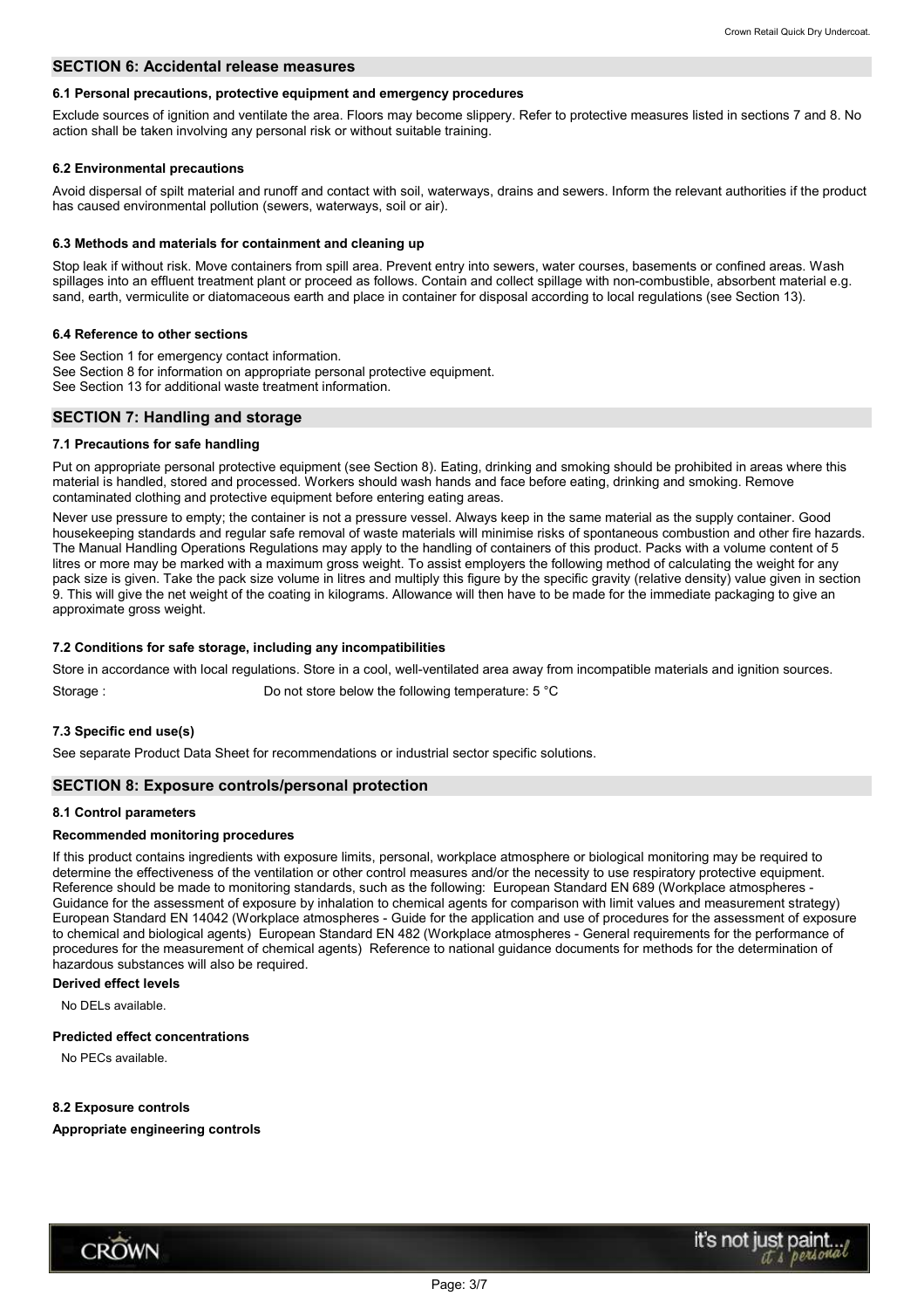## SECTION 6: Accidental release measures

### 6.1 Personal precautions, protective equipment and emergency procedures

Exclude sources of ignition and ventilate the area. Floors may become slippery. Refer to protective measures listed in sections 7 and 8. No action shall be taken involving any personal risk or without suitable training.

### 6.2 Environmental precautions

Avoid dispersal of spilt material and runoff and contact with soil, waterways, drains and sewers. Inform the relevant authorities if the product has caused environmental pollution (sewers, waterways, soil or air).

### 6.3 Methods and materials for containment and cleaning up

Stop leak if without risk. Move containers from spill area. Prevent entry into sewers, water courses, basements or confined areas. Wash spillages into an effluent treatment plant or proceed as follows. Contain and collect spillage with non-combustible, absorbent material e.g. sand, earth, vermiculite or diatomaceous earth and place in container for disposal according to local regulations (see Section 13).

### 6.4 Reference to other sections

See Section 1 for emergency contact information.
See Section 8 for information on appropriate personal protective equipment.
See Section 13 for additional waste treatment information.

## SECTION 7: Handling and storage

### 7.1 Precautions for safe handling

Put on appropriate personal protective equipment (see Section 8). Eating, drinking and smoking should be prohibited in areas where this material is handled, stored and processed. Workers should wash hands and face before eating, drinking and smoking. Remove contaminated clothing and protective equipment before entering eating areas.

Never use pressure to empty; the container is not a pressure vessel. Always keep in the same material as the supply container. Good housekeeping standards and regular safe removal of waste materials will minimise risks of spontaneous combustion and other fire hazards. The Manual Handling Operations Regulations may apply to the handling of containers of this product. Packs with a volume content of 5 litres or more may be marked with a maximum gross weight. To assist employers the following method of calculating the weight for any pack size is given. Take the pack size volume in litres and multiply this figure by the specific gravity (relative density) value given in section 9. This will give the net weight of the coating in kilograms. Allowance will then have to be made for the immediate packaging to give an approximate gross weight.

### 7.2 Conditions for safe storage, including any incompatibilities

Store in accordance with local regulations. Store in a cool, well-ventilated area away from incompatible materials and ignition sources.

Storage : Do not store below the following temperature: 5 °C

### 7.3 Specific end use(s)

See separate Product Data Sheet for recommendations or industrial sector specific solutions.

## SECTION 8: Exposure controls/personal protection

### 8.1 Control parameters

**Recommended monitoring procedures**

If this product contains ingredients with exposure limits, personal, workplace atmosphere or biological monitoring may be required to determine the effectiveness of the ventilation or other control measures and/or the necessity to use respiratory protective equipment. Reference should be made to monitoring standards, such as the following: European Standard EN 689 (Workplace atmospheres - Guidance for the assessment of exposure by inhalation to chemical agents for comparison with limit values and measurement strategy) European Standard EN 14042 (Workplace atmospheres - Guide for the application and use of procedures for the assessment of exposure to chemical and biological agents) European Standard EN 482 (Workplace atmospheres - General requirements for the performance of procedures for the measurement of chemical agents) Reference to national guidance documents for methods for the determination of hazardous substances will also be required.

**Derived effect levels**

No DELs available.

**Predicted effect concentrations**

No PECs available.

### 8.2 Exposure controls

**Appropriate engineering controls**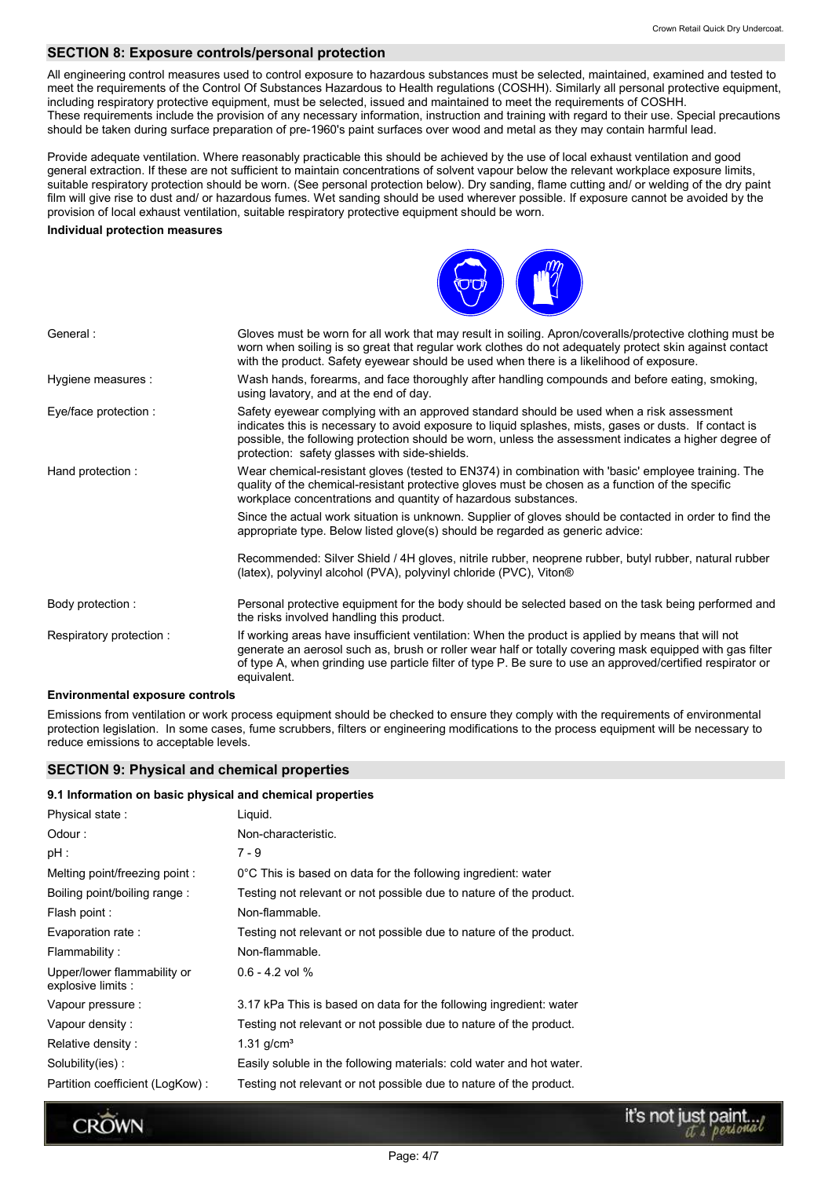## SECTION 8: Exposure controls/personal protection

All engineering control measures used to control exposure to hazardous substances must be selected, maintained, examined and tested to meet the requirements of the Control Of Substances Hazardous to Health regulations (COSHH). Similarly all personal protective equipment, including respiratory protective equipment, must be selected, issued and maintained to meet the requirements of COSHH. These requirements include the provision of any necessary information, instruction and training with regard to their use. Special precautions should be taken during surface preparation of pre-1960's paint surfaces over wood and metal as they may contain harmful lead.

Provide adequate ventilation. Where reasonably practicable this should be achieved by the use of local exhaust ventilation and good general extraction. If these are not sufficient to maintain concentrations of solvent vapour below the relevant workplace exposure limits, suitable respiratory protection should be worn. (See personal protection below). Dry sanding, flame cutting and/ or welding of the dry paint film will give rise to dust and/ or hazardous fumes. Wet sanding should be used wherever possible. If exposure cannot be avoided by the provision of local exhaust ventilation, suitable respiratory protective equipment should be worn.

**Individual protection measures**

| | |
|---|---|
| General : | Gloves must be worn for all work that may result in soiling. Apron/coveralls/protective clothing must be worn when soiling is so great that regular work clothes do not adequately protect skin against contact with the product. Safety eyewear should be used when there is a likelihood of exposure. |
| Hygiene measures : | Wash hands, forearms, and face thoroughly after handling compounds and before eating, smoking, using lavatory, and at the end of day. |
| Eye/face protection : | Safety eyewear complying with an approved standard should be used when a risk assessment indicates this is necessary to avoid exposure to liquid splashes, mists, gases or dusts. If contact is possible, the following protection should be worn, unless the assessment indicates a higher degree of protection: safety glasses with side-shields. |
| Hand protection : | Wear chemical-resistant gloves (tested to EN374) in combination with 'basic' employee training. The quality of the chemical-resistant protective gloves must be chosen as a function of the specific workplace concentrations and quantity of hazardous substances. Since the actual work situation is unknown. Supplier of gloves should be contacted in order to find the appropriate type. Below listed glove(s) should be regarded as generic advice: Recommended: Silver Shield / 4H gloves, nitrile rubber, neoprene rubber, butyl rubber, natural rubber (latex), polyvinyl alcohol (PVA), polyvinyl chloride (PVC), Viton® |
| Body protection : | Personal protective equipment for the body should be selected based on the task being performed and the risks involved handling this product. |
| Respiratory protection : | If working areas have insufficient ventilation: When the product is applied by means that will not generate an aerosol such as, brush or roller wear half or totally covering mask equipped with gas filter of type A, when grinding use particle filter of type P. Be sure to use an approved/certified respirator or equivalent. |

**Environmental exposure controls**

Emissions from ventilation or work process equipment should be checked to ensure they comply with the requirements of environmental protection legislation. In some cases, fume scrubbers, filters or engineering modifications to the process equipment will be necessary to reduce emissions to acceptable levels.

## SECTION 9: Physical and chemical properties

### 9.1 Information on basic physical and chemical properties

| | |
|---|---|
| Physical state : | Liquid. |
| Odour : | Non-characteristic. |
| pH : | 7 - 9 |
| Melting point/freezing point : | 0°C This is based on data for the following ingredient: water |
| Boiling point/boiling range : | Testing not relevant or not possible due to nature of the product. |
| Flash point : | Non-flammable. |
| Evaporation rate : | Testing not relevant or not possible due to nature of the product. |
| Flammability : | Non-flammable. |
| Upper/lower flammability or explosive limits : | 0.6 - 4.2 vol % |
| Vapour pressure : | 3.17 kPa This is based on data for the following ingredient: water |
| Vapour density : | Testing not relevant or not possible due to nature of the product. |
| Relative density : | 1.31 g/cm³ |
| Solubility(ies) : | Easily soluble in the following materials: cold water and hot water. |
| Partition coefficient (LogKow) : | Testing not relevant or not possible due to nature of the product. |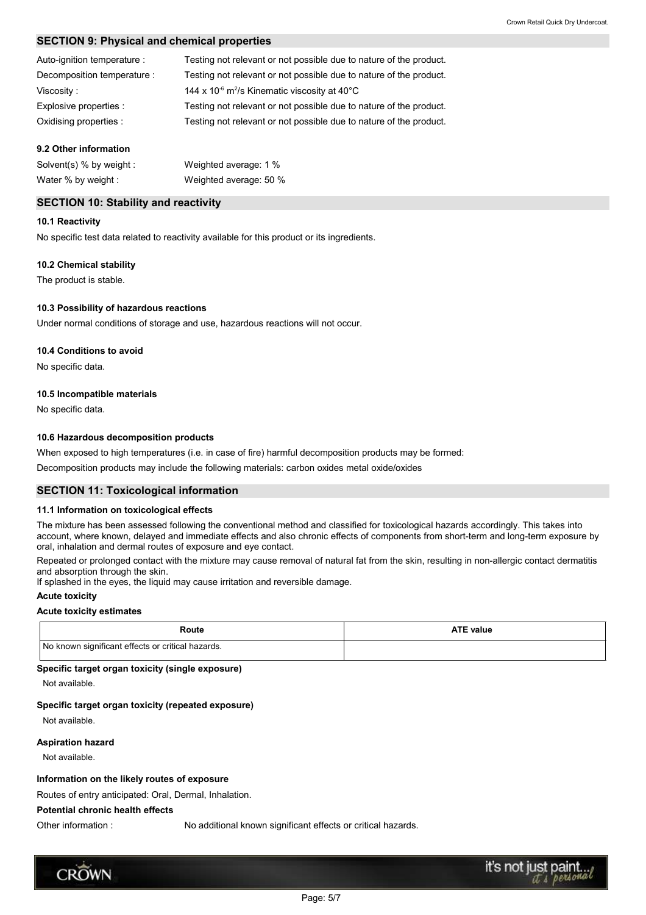## SECTION 9: Physical and chemical properties

| | |
|---|---|
| Auto-ignition temperature : | Testing not relevant or not possible due to nature of the product. |
| Decomposition temperature : | Testing not relevant or not possible due to nature of the product. |
| Viscosity : | $144 \times 10^{-6}$ $m^2/s$ Kinematic viscosity at 40°C |
| Explosive properties : | Testing not relevant or not possible due to nature of the product. |
| Oxidising properties : | Testing not relevant or not possible due to nature of the product. |

### 9.2 Other information

| | |
|---|---|
| Solvent(s) % by weight : | Weighted average: 1 % |
| Water % by weight : | Weighted average: 50 % |

## SECTION 10: Stability and reactivity

### 10.1 Reactivity

No specific test data related to reactivity available for this product or its ingredients.

### 10.2 Chemical stability

The product is stable.

### 10.3 Possibility of hazardous reactions

Under normal conditions of storage and use, hazardous reactions will not occur.

### 10.4 Conditions to avoid

No specific data.

### 10.5 Incompatible materials

No specific data.

### 10.6 Hazardous decomposition products

When exposed to high temperatures (i.e. in case of fire) harmful decomposition products may be formed:

Decomposition products may include the following materials: carbon oxides metal oxide/oxides

## SECTION 11: Toxicological information

### 11.1 Information on toxicological effects

The mixture has been assessed following the conventional method and classified for toxicological hazards accordingly. This takes into account, where known, delayed and immediate effects and also chronic effects of components from short-term and long-term exposure by oral, inhalation and dermal routes of exposure and eye contact.

Repeated or prolonged contact with the mixture may cause removal of natural fat from the skin, resulting in non-allergic contact dermatitis and absorption through the skin.

If splashed in the eyes, the liquid may cause irritation and reversible damage.

**Acute toxicity**

**Acute toxicity estimates**

| Route | ATE value |
|---|---|
| No known significant effects or critical hazards. | |

**Specific target organ toxicity (single exposure)**

Not available.

**Specific target organ toxicity (repeated exposure)**

Not available.

**Aspiration hazard**

Not available.

**Information on the likely routes of exposure**

Routes of entry anticipated: Oral, Dermal, Inhalation.

**Potential chronic health effects**

Other information : No additional known significant effects or critical hazards.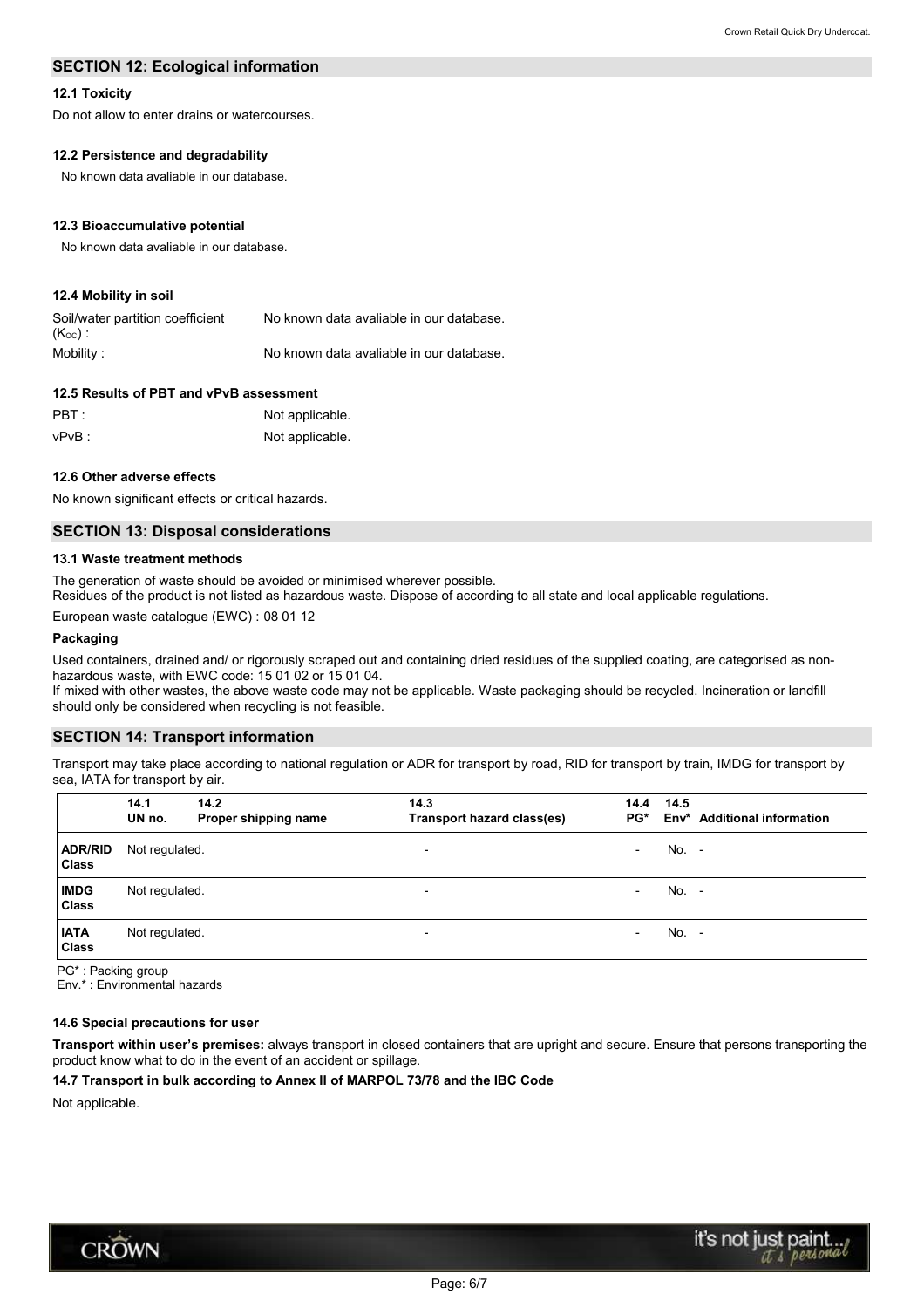## SECTION 12: Ecological information

### 12.1 Toxicity

Do not allow to enter drains or watercourses.

### 12.2 Persistence and degradability

No known data avaliable in our database.

### 12.3 Bioaccumulative potential

No known data avaliable in our database.

### 12.4 Mobility in soil

| | |
|---|---|
| Soil/water partition coefficient ($K_{OC}$) : | No known data avaliable in our database. |
| Mobility : | No known data avaliable in our database. |

### 12.5 Results of PBT and vPvB assessment

| | |
|---|---|
| PBT : | Not applicable. |
| vPvB : | Not applicable. |

### 12.6 Other adverse effects

No known significant effects or critical hazards.

## SECTION 13: Disposal considerations

### 13.1 Waste treatment methods

The generation of waste should be avoided or minimised wherever possible.
Residues of the product is not listed as hazardous waste. Dispose of according to all state and local applicable regulations.

European waste catalogue (EWC) : 08 01 12

**Packaging**

Used containers, drained and/ or rigorously scraped out and containing dried residues of the supplied coating, are categorised as non-hazardous waste, with EWC code: 15 01 02 or 15 01 04.
If mixed with other wastes, the above waste code may not be applicable. Waste packaging should be recycled. Incineration or landfill should only be considered when recycling is not feasible.

## SECTION 14: Transport information

Transport may take place according to national regulation or ADR for transport by road, RID for transport by train, IMDG for transport by sea, IATA for transport by air.

| | 14.1 UN no. | 14.2 Proper shipping name | 14.3 Transport hazard class(es) | 14.4 PG* | 14.5 Env* | Additional information |
|---|---|---|---|---|---|---|
| **ADR/RID Class** | Not regulated. | | - | - | No. | - |
| **IMDG Class** | Not regulated. | | - | - | No. | - |
| **IATA Class** | Not regulated. | | - | - | No. | - |

PG* : Packing group
Env.* : Environmental hazards

### 14.6 Special precautions for user

**Transport within user's premises:** always transport in closed containers that are upright and secure. Ensure that persons transporting the product know what to do in the event of an accident or spillage.

### 14.7 Transport in bulk according to Annex II of MARPOL 73/78 and the IBC Code

Not applicable.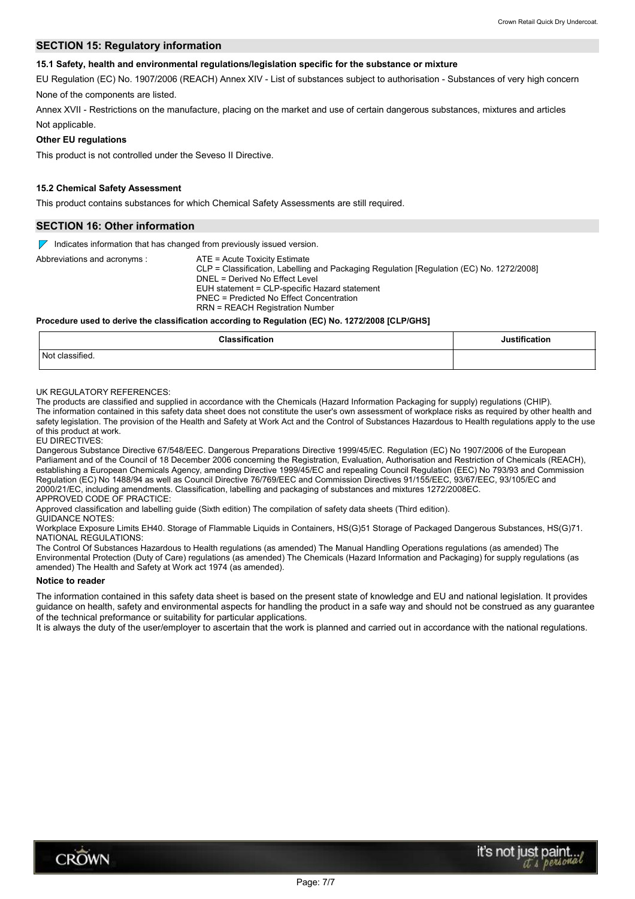## SECTION 15: Regulatory information

**15.1 Safety, health and environmental regulations/legislation specific for the substance or mixture**

EU Regulation (EC) No. 1907/2006 (REACH) Annex XIV - List of substances subject to authorisation - Substances of very high concern

None of the components are listed.

Annex XVII - Restrictions on the manufacture, placing on the market and use of certain dangerous substances, mixtures and articles

Not applicable.

**Other EU regulations**

This product is not controlled under the Seveso II Directive.

**15.2 Chemical Safety Assessment**

This product contains substances for which Chemical Safety Assessments are still required.

## SECTION 16: Other information

Indicates information that has changed from previously issued version.

Abbreviations and acronyms :

ATE = Acute Toxicity Estimate
CLP = Classification, Labelling and Packaging Regulation [Regulation (EC) No. 1272/2008]
DNEL = Derived No Effect Level
EUH statement = CLP-specific Hazard statement
PNEC = Predicted No Effect Concentration
RRN = REACH Registration Number

**Procedure used to derive the classification according to Regulation (EC) No. 1272/2008 [CLP/GHS]**

| Classification | Justification |
|---|---|
| Not classified. | |

UK REGULATORY REFERENCES:
The products are classified and supplied in accordance with the Chemicals (Hazard Information Packaging for supply) regulations (CHIP).
The information contained in this safety data sheet does not constitute the user's own assessment of workplace risks as required by other health and safety legislation. The provision of the Health and Safety at Work Act and the Control of Substances Hazardous to Health regulations apply to the use of this product at work.
EU DIRECTIVES:
Dangerous Substance Directive 67/548/EEC. Dangerous Preparations Directive 1999/45/EC. Regulation (EC) No 1907/2006 of the European Parliament and of the Council of 18 December 2006 concerning the Registration, Evaluation, Authorisation and Restriction of Chemicals (REACH), establishing a European Chemicals Agency, amending Directive 1999/45/EC and repealing Council Regulation (EEC) No 793/93 and Commission Regulation (EC) No 1488/94 as well as Council Directive 76/769/EEC and Commission Directives 91/155/EEC, 93/67/EEC, 93/105/EC and 2000/21/EC, including amendments. Classification, labelling and packaging of substances and mixtures 1272/2008EC.
APPROVED CODE OF PRACTICE:
Approved classification and labelling guide (Sixth edition) The compilation of safety data sheets (Third edition).
GUIDANCE NOTES:
Workplace Exposure Limits EH40. Storage of Flammable Liquids in Containers, HS(G)51 Storage of Packaged Dangerous Substances, HS(G)71.
NATIONAL REGULATIONS:
The Control Of Substances Hazardous to Health regulations (as amended) The Manual Handling Operations regulations (as amended) The Environmental Protection (Duty of Care) regulations (as amended) The Chemicals (Hazard Information and Packaging) for supply regulations (as amended) The Health and Safety at Work act 1974 (as amended).

**Notice to reader**

The information contained in this safety data sheet is based on the present state of knowledge and EU and national legislation. It provides guidance on health, safety and environmental aspects for handling the product in a safe way and should not be construed as any guarantee of the technical preformance or suitability for particular applications.
It is always the duty of the user/employer to ascertain that the work is planned and carried out in accordance with the national regulations.